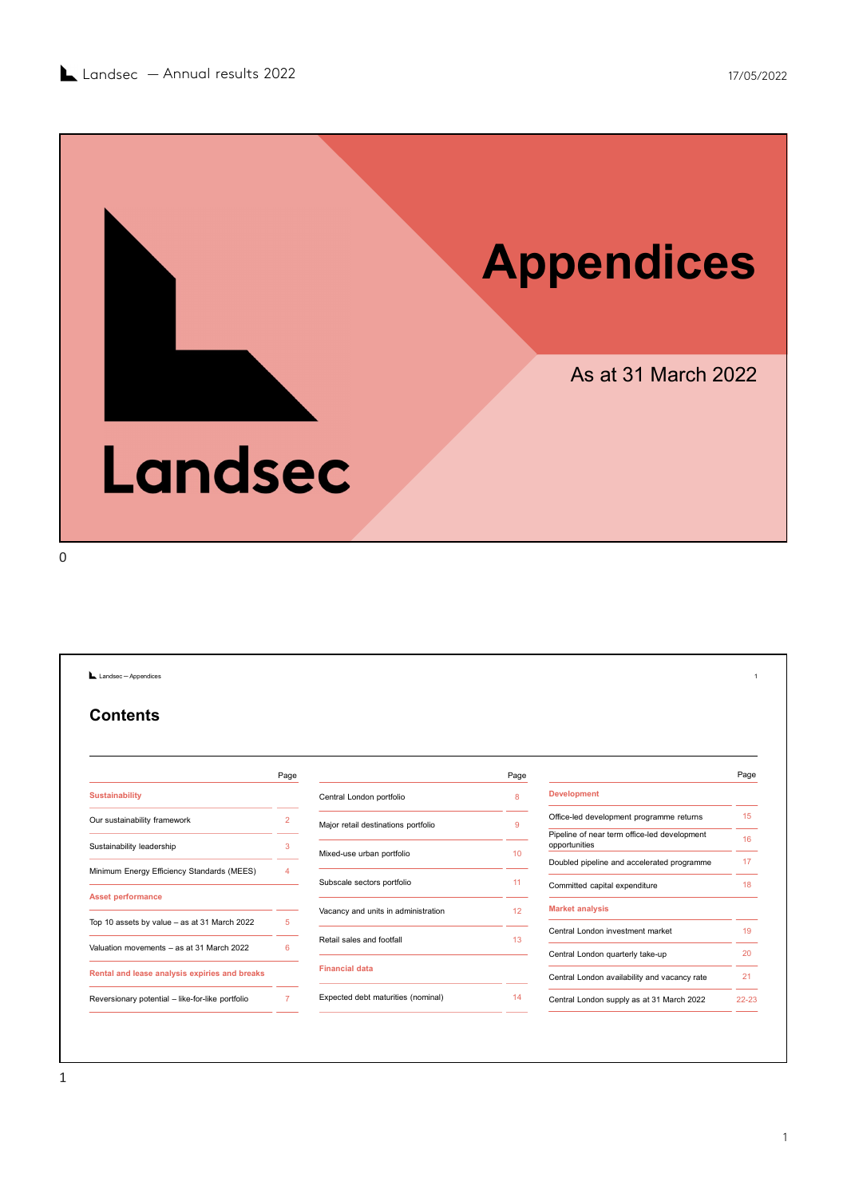# Appendices

As at 31 March 2022

Landsec

## Contents

| | Page |
|---|---|
| **Sustainability** | |
| Our sustainability framework | 2 |
| Sustainability leadership | 3 |
| Minimum Energy Efficiency Standards (MEES) | 4 |
| **Asset performance** | |
| Top 10 assets by value – as at 31 March 2022 | 5 |
| Valuation movements – as at 31 March 2022 | 6 |
| **Rental and lease analysis expiries and breaks** | |
| Reversionary potential – like-for-like portfolio | 7 |
| Central London portfolio | 8 |
| Major retail destinations portfolio | 9 |
| Mixed-use urban portfolio | 10 |
| Subscale sectors portfolio | 11 |
| Vacancy and units in administration | 12 |
| Retail sales and footfall | 13 |
| **Financial data** | |
| Expected debt maturities (nominal) | 14 |
| **Development** | |
| Office-led development programme returns | 15 |
| Pipeline of near term office-led development opportunities | 16 |
| Doubled pipeline and accelerated programme | 17 |
| Committed capital expenditure | 18 |
| **Market analysis** | |
| Central London investment market | 19 |
| Central London quarterly take-up | 20 |
| Central London availability and vacancy rate | 21 |
| Central London supply as at 31 March 2022 | 22-23 |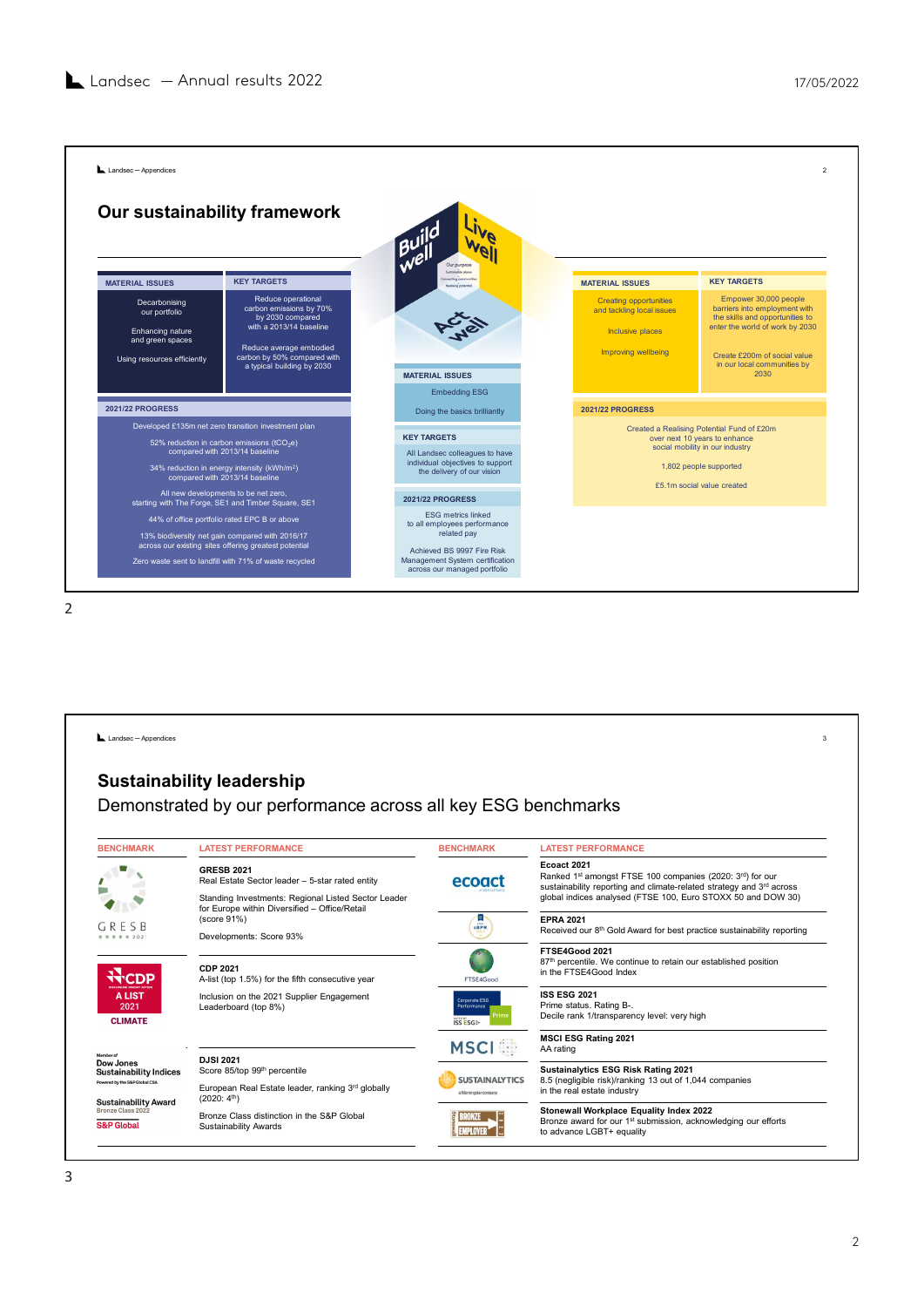## Our sustainability framework

### Build well

| MATERIAL ISSUES | KEY TARGETS |
| --- | --- |
| Decarbonising our portfolio<br>Enhancing nature and green spaces<br>Using resources efficiently | Reduce operational carbon emissions by 70% by 2030 compared with a 2013/14 baseline<br>Reduce average embodied carbon by 50% compared with a typical building by 2030 |

**2021/22 PROGRESS**

- Developed £135m net zero transition investment plan
- 52% reduction in carbon emissions ($tCO_2e$) compared with 2013/14 baseline
- 34% reduction in energy intensity ($kWh/m^2$) compared with 2013/14 baseline
- All new developments to be net zero, starting with The Forge, SE1 and Timber Square, SE1
- 44% of office portfolio rated EPC B or above
- 13% biodiversity net gain compared with 2016/17 across our existing sites offering greatest potential
- Zero waste sent to landfill with 71% of waste recycled

### Act well

**MATERIAL ISSUES**

- Embedding ESG
- Doing the basics brilliantly

**KEY TARGETS**

- All Landsec colleagues to have individual objectives to support the delivery of our vision

**2021/22 PROGRESS**

- ESG metrics linked to all employees performance related pay
- Achieved BS 9997 Fire Risk Management System certification across our managed portfolio

### Live well

| MATERIAL ISSUES | KEY TARGETS |
| --- | --- |
| Creating opportunities and tackling local issues<br>Inclusive places<br>Improving wellbeing | Empower 30,000 people barriers into employment with the skills and opportunities to enter the world of work by 2030<br>Create £200m of social value in our local communities by 2030 |

**2021/22 PROGRESS**

- Created a Realising Potential Fund of £20m over next 10 years to enhance social mobility in our industry
- 1,802 people supported
- £5.1m social value created

## Sustainability leadership

Demonstrated by our performance across all key ESG benchmarks

| BENCHMARK | LATEST PERFORMANCE |
| --- | --- |
| GRESB | **GRESB 2021**<br>Real Estate Sector leader – 5-star rated entity<br>Standing Investments: Regional Listed Sector Leader for Europe within Diversified – Office/Retail (score 91%)<br>Developments: Score 93% |
| CDP A LIST 2021 CLIMATE | **CDP 2021**<br>A-list (top 1.5%) for the fifth consecutive year<br>Inclusion on the 2021 Supplier Engagement Leaderboard (top 8%) |
| Dow Jones Sustainability Indices / Sustainability Award Bronze Class 2022 S&P Global | **DJSI 2021**<br>Score 85/top 99th percentile<br>European Real Estate leader, ranking 3rd globally (2020: 4th)<br>Bronze Class distinction in the S&P Global Sustainability Awards |
| ecoact | **Ecoact 2021**<br>Ranked 1st amongst FTSE 100 companies (2020: 3rd) for our sustainability reporting and climate-related strategy and 3rd across global indices analysed (FTSE 100, Euro STOXX 50 and DOW 30) |
| EPRA | **EPRA 2021**<br>Received our 8th Gold Award for best practice sustainability reporting |
| FTSE4Good | **FTSE4Good 2021**<br>87th percentile. We continue to retain our established position in the FTSE4Good Index |
| ISS ESG | **ISS ESG 2021**<br>Prime status. Rating B-.<br>Decile rank 1/transparency level: very high |
| MSCI | **MSCI ESG Rating 2021**<br>AA rating |
| SUSTAINALYTICS | **Sustainalytics ESG Risk Rating 2021**<br>8.5 (negligible risk)/ranking 13 out of 1,044 companies in the real estate industry |
| Stonewall Bronze Employer | **Stonewall Workplace Equality Index 2022**<br>Bronze award for our 1st submission, acknowledging our efforts to advance LGBT+ equality |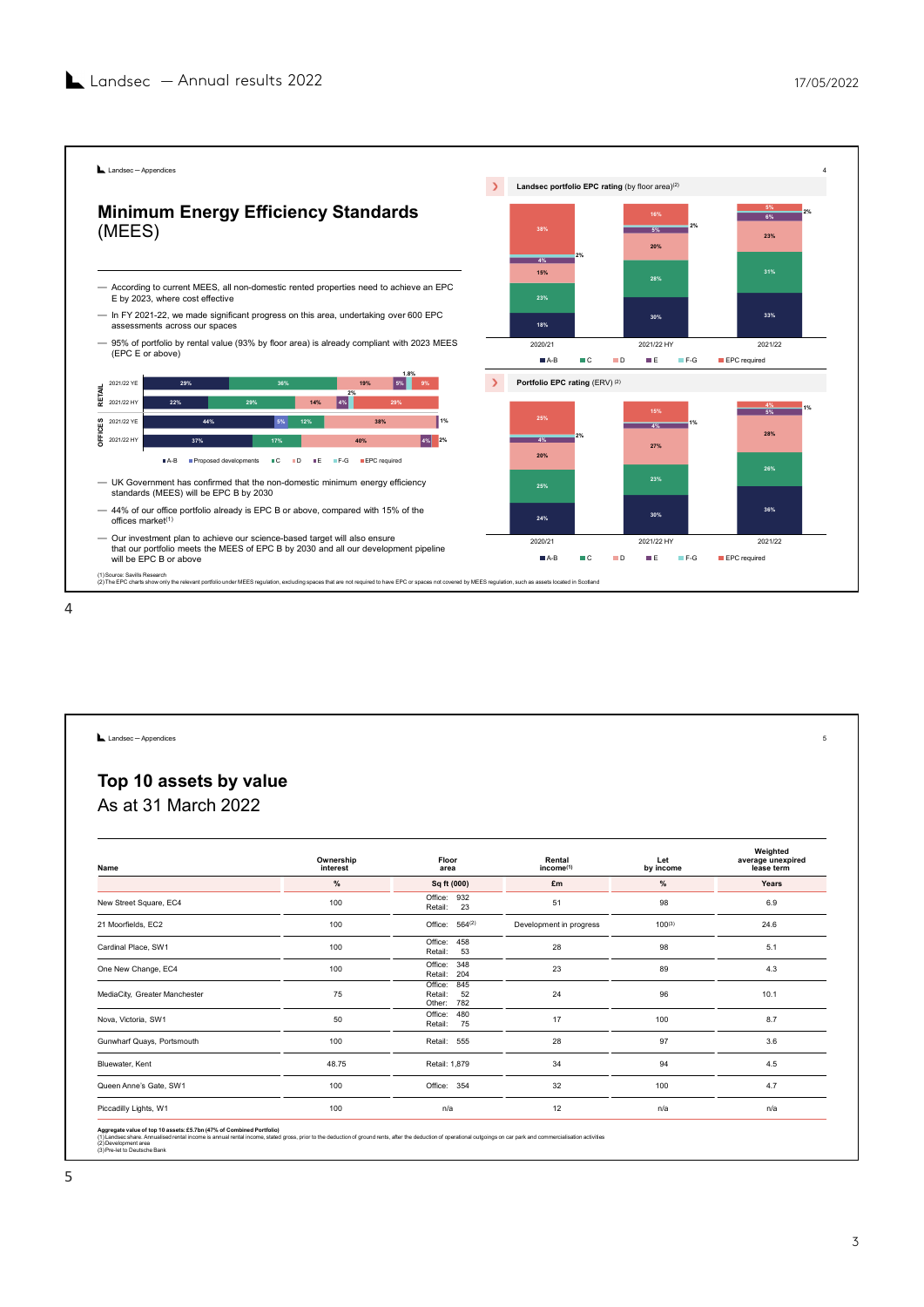## Minimum Energy Efficiency Standards (MEES)

- According to current MEES, all non-domestic rented properties need to achieve an EPC E by 2023, where cost effective
- In FY 2021-22, we made significant progress on this area, undertaking over 600 EPC assessments across our spaces
- 95% of portfolio by rental value (93% by floor area) is already compliant with 2023 MEES (EPC E or above)

| | | A-B | Proposed developments | C | D | E | F-G | EPC required |
|---|---|---|---|---|---|---|---|---|
| RETAIL | 2021/22 YE | 29% | | 36% | 19% | 5% | 1.8% | 9% |
| RETAIL | 2021/22 HY | 22% | | 29% | 14% | 4% | 2% | 29% |
| OFFICES | 2021/22 YE | 44% | 5% | 12% | 38% | | | 1% |
| OFFICES | 2021/22 HY | 37% | | 17% | 40% | 4% | | 2% |

- UK Government has confirmed that the non-domestic minimum energy efficiency standards (MEES) will be EPC B by 2030
- 44% of our office portfolio already is EPC B or above, compared with 15% of the offices market[1]
- Our investment plan to achieve our science-based target will also ensure that our portfolio meets the MEES of EPC B by 2030 and all our development pipeline will be EPC B or above

**Landsec portfolio EPC rating** (by floor area)[2]

| | A-B | C | D | E | F-G | EPC required |
|---|---|---|---|---|---|---|
| 2020/21 | 18% | 23% | 15% | 4% | 2% | 38% |
| 2021/22 HY | 30% | 28% | 20% | 5% | 2% | 16% |
| 2021/22 | 33% | 31% | 23% | 6% | 2% | 5% |

**Portfolio EPC rating** (ERV)[2]

| | A-B | C | D | E | F-G | EPC required |
|---|---|---|---|---|---|---|
| 2020/21 | 24% | 25% | 20% | 4% | 2% | 25% |
| 2021/22 HY | 30% | 23% | 27% | 4% | 1% | 15% |
| 2021/22 | 36% | 26% | 28% | 5% | 1% | 4% |

(1) Source: Savills Research
(2) The EPC charts show only the relevant portfolio under MEES regulation, excluding spaces that are not required to have EPC or spaces not covered by MEES regulation, such as assets located in Scotland

## Top 10 assets by value
As at 31 March 2022

| Name | Ownership interest | Floor area | Rental income[1] | Let by income | Weighted average unexpired lease term |
|---|---|---|---|---|---|
| | % | Sq ft (000) | £m | % | Years |
| New Street Square, EC4 | 100 | Office: 932<br>Retail: 23 | 51 | 98 | 6.9 |
| 21 Moorfields, EC2 | 100 | Office: 564[2] | Development in progress | 100[3] | 24.6 |
| Cardinal Place, SW1 | 100 | Office: 458<br>Retail: 53 | 28 | 98 | 5.1 |
| One New Change, EC4 | 100 | Office: 348<br>Retail: 204 | 23 | 89 | 4.3 |
| MediaCity, Greater Manchester | 75 | Office: 845<br>Retail: 52<br>Other: 782 | 24 | 96 | 10.1 |
| Nova, Victoria, SW1 | 50 | Office: 480<br>Retail: 75 | 17 | 100 | 8.7 |
| Gunwharf Quays, Portsmouth | 100 | Retail: 555 | 28 | 97 | 3.6 |
| Bluewater, Kent | 48.75 | Retail: 1,879 | 34 | 94 | 4.5 |
| Queen Anne's Gate, SW1 | 100 | Office: 354 | 32 | 100 | 4.7 |
| Piccadilly Lights, W1 | 100 | n/a | 12 | n/a | n/a |

**Aggregate value of top 10 assets: £5.7bn (47% of Combined Portfolio)**
(1) Landsec share. Annualised rental income is annual rental income, stated gross, prior to the deduction of ground rents, after the deduction of operational outgoings on car park and commercialisation activities
(2) Development area
(3) Pre-let to Deutsche Bank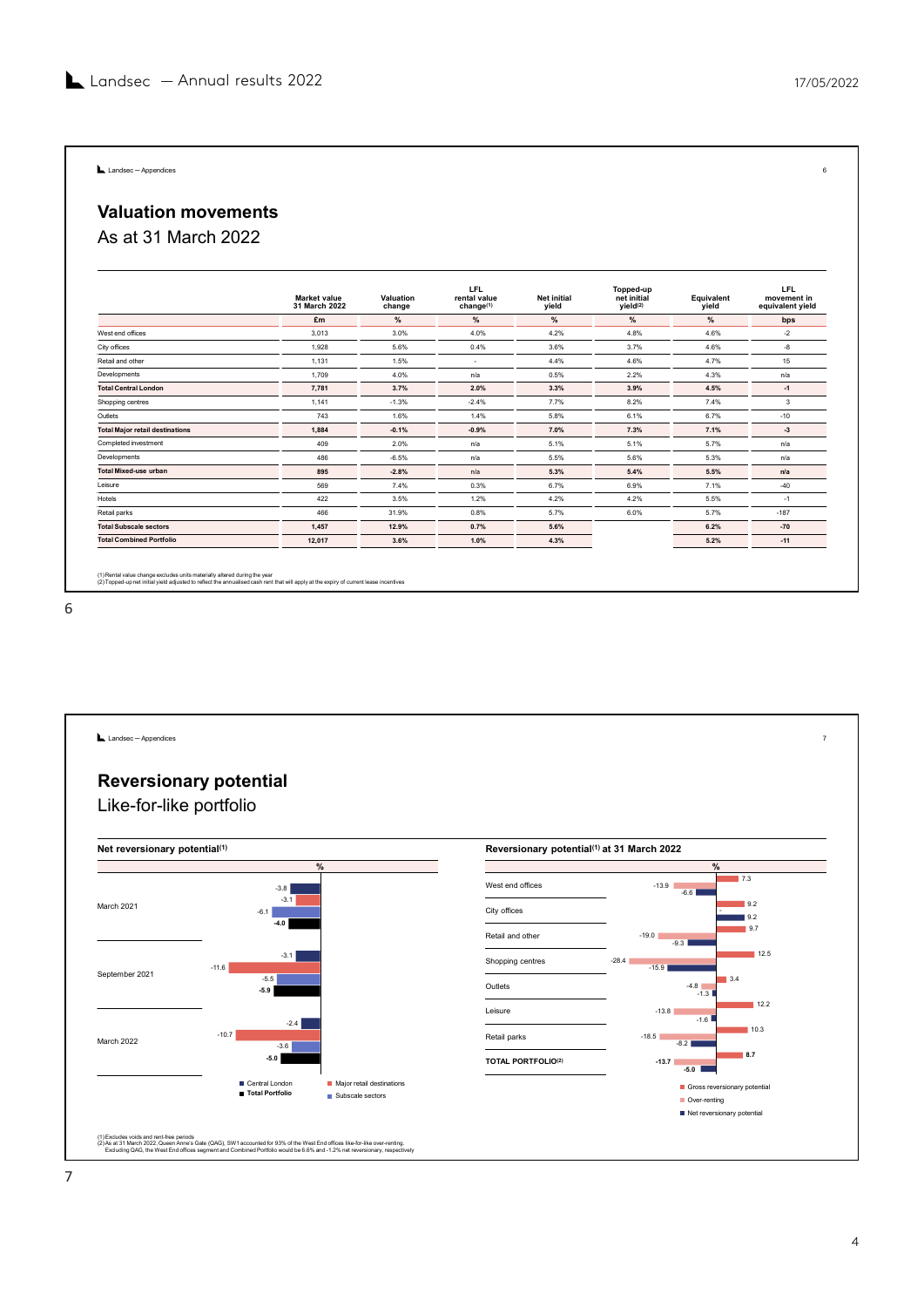## Valuation movements

As at 31 March 2022

|  | Market value 31 March 2022 | Valuation change | LFL rental value change[1] | Net initial yield | Topped-up net initial yield[2] | Equivalent yield | LFL movement in equivalent yield |
|---|---|---|---|---|---|---|---|
|  | £m | % | % | % | % | % | bps |
| West end offices | 3,013 | 3.0% | 4.0% | 4.2% | 4.8% | 4.6% | -2 |
| City offices | 1,928 | 5.6% | 0.4% | 3.6% | 3.7% | 4.6% | -8 |
| Retail and other | 1,131 | 1.5% | - | 4.4% | 4.6% | 4.7% | 15 |
| Developments | 1,709 | 4.0% | n/a | 0.5% | 2.2% | 4.3% | n/a |
| **Total Central London** | **7,781** | **3.7%** | **2.0%** | **3.3%** | **3.9%** | **4.5%** | **-1** |
| Shopping centres | 1,141 | -1.3% | -2.4% | 7.7% | 8.2% | 7.4% | 3 |
| Outlets | 743 | 1.6% | 1.4% | 5.8% | 6.1% | 6.7% | -10 |
| **Total Major retail destinations** | **1,884** | **-0.1%** | **-0.9%** | **7.0%** | **7.3%** | **7.1%** | **-3** |
| Completed investment | 409 | 2.0% | n/a | 5.1% | 5.1% | 5.7% | n/a |
| Developments | 486 | -6.5% | n/a | 5.5% | 5.6% | 5.3% | n/a |
| **Total Mixed-use urban** | **895** | **-2.8%** | **n/a** | **5.3%** | **5.4%** | **5.5%** | **n/a** |
| Leisure | 569 | 7.4% | 0.3% | 6.7% | 6.9% | 7.1% | -40 |
| Hotels | 422 | 3.5% | 1.2% | 4.2% | 4.2% | 5.5% | -1 |
| Retail parks | 466 | 31.9% | 0.8% | 5.7% | 6.0% | 5.7% | -187 |
| **Total Subscale sectors** | **1,457** | **12.9%** | **0.7%** | **5.6%** |  | **6.2%** | **-70** |
| **Total Combined Portfolio** | **12,017** | **3.6%** | **1.0%** | **4.3%** |  | **5.2%** | **-11** |

(1) Rental value change excludes units materially altered during the year
(2) Topped-up net initial yield adjusted to reflect the annualised cash rent that will apply at the expiry of current lease incentives

## Reversionary potential

Like-for-like portfolio

### Net reversionary potential[1]

| % | Central London | Major retail destinations | Subscale sectors | Total Portfolio |
|---|---|---|---|---|
| March 2021 | -3.8 | -3.1 | -6.1 | -4.0 |
| September 2021 | -3.1 | -11.6 | -5.5 | -5.9 |
| March 2022 | -2.4 | -10.7 | -3.6 | -5.0 |

### Reversionary potential[1] at 31 March 2022

| % | Gross reversionary potential | Over-renting | Net reversionary potential |
|---|---|---|---|
| West end offices | 7.3 | -13.9 | -6.6 |
| City offices | 9.2 | - | 9.2 |
| Retail and other | 9.7 | -19.0 | -9.3 |
| Shopping centres | 12.5 | -28.4 | -15.9 |
| Outlets | 3.4 | -4.8 | -1.3 |
| Leisure | 12.2 | -13.8 | -1.6 |
| Retail parks | 10.3 | -18.5 | -8.2 |
| **TOTAL PORTFOLIO[2]** | **8.7** | **-13.7** | **-5.0** |

(1) Excludes voids and rent-free periods
(2) As at 31 March 2022, Queen Anne's Gate (QAG), SW1 accounted for 93% of the West End offices like-for-like over-renting. Excluding QAG, the West End offices segment and Combined Portfolio would be 6.6% and -1.2% net reversionary, respectively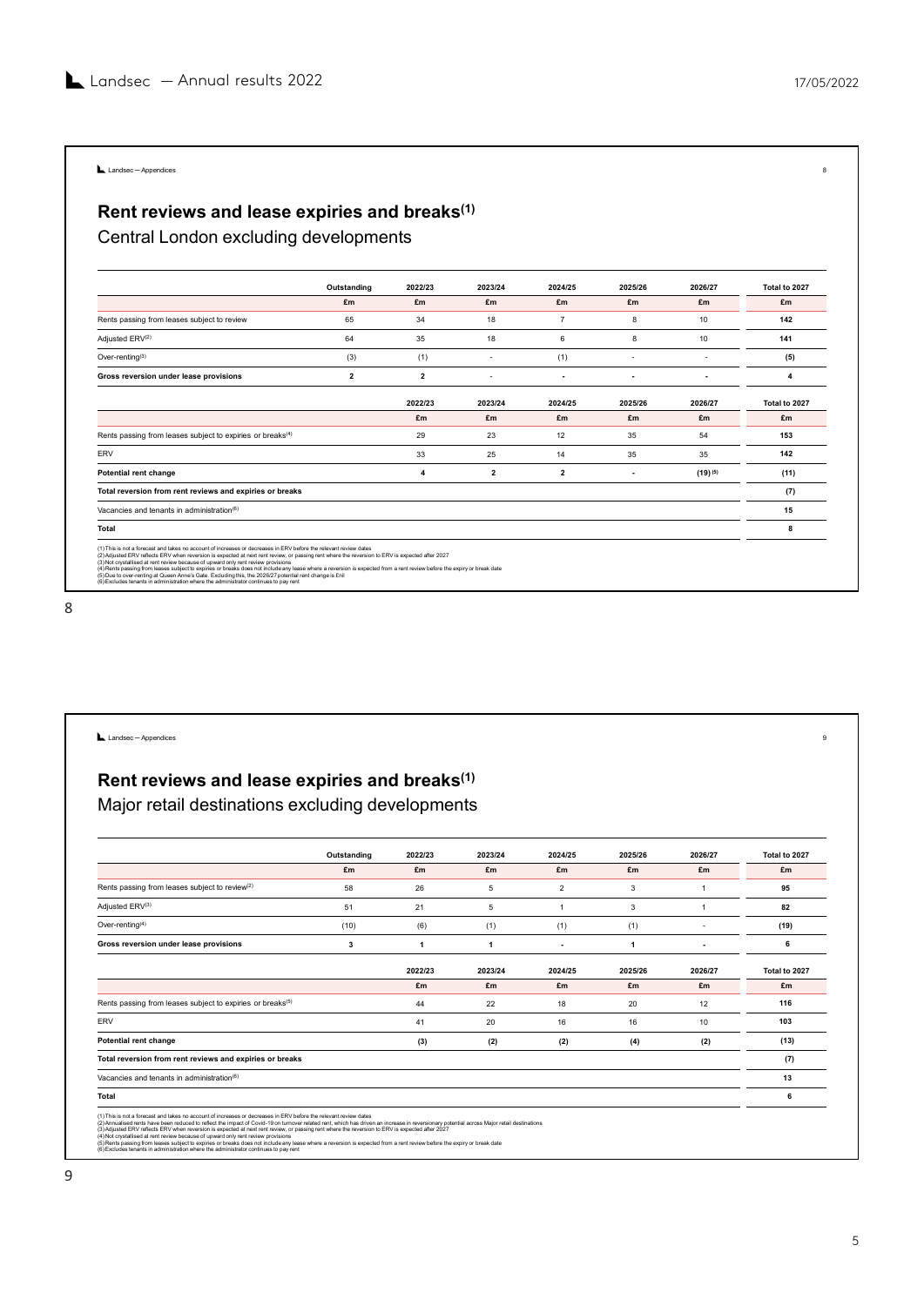## Rent reviews and lease expiries and breaks(1)

### Central London excluding developments

| | Outstanding | 2022/23 | 2023/24 | 2024/25 | 2025/26 | 2026/27 | Total to 2027 |
|---|---|---|---|---|---|---|---|
| | £m | £m | £m | £m | £m | £m | £m |
| Rents passing from leases subject to review | 65 | 34 | 18 | 7 | 8 | 10 | **142** |
| Adjusted ERV(2) | 64 | 35 | 18 | 6 | 8 | 10 | **141** |
| Over-renting(3) | (3) | (1) | - | (1) | - | - | **(5)** |
| **Gross reversion under lease provisions** | **2** | **2** | - | - | - | - | **4** |

| | 2022/23 | 2023/24 | 2024/25 | 2025/26 | 2026/27 | Total to 2027 |
|---|---|---|---|---|---|---|
| | £m | £m | £m | £m | £m | £m |
| Rents passing from leases subject to expiries or breaks(4) | 29 | 23 | 12 | 35 | 54 | **153** |
| ERV | 33 | 25 | 14 | 35 | 35 | **142** |
| **Potential rent change** | **4** | **2** | **2** | - | **(19)(5)** | **(11)** |
| **Total reversion from rent reviews and expiries or breaks** | | | | | | **(7)** |
| Vacancies and tenants in administration(6) | | | | | | **15** |
| **Total** | | | | | | **8** |

(1) This is not a forecast and takes no account of increases or decreases in ERV before the relevant review dates
(2) Adjusted ERV reflects ERV when reversion is expected at next rent review, or passing rent where the reversion to ERV is expected after 2027
(3) Not crystallised at rent review because of upward only rent review provisions
(4) Rents passing from leases subject to expiries or breaks does not include any lease where a reversion is expected from a rent review before the expiry or break date
(5) Due to over-renting at Queen Anne's Gate. Excluding this, the 2026/27 potential rent change is £nil
(6) Excludes tenants in administration where the administrator continues to pay rent

## Rent reviews and lease expiries and breaks(1)

### Major retail destinations excluding developments

| | Outstanding | 2022/23 | 2023/24 | 2024/25 | 2025/26 | 2026/27 | Total to 2027 |
|---|---|---|---|---|---|---|---|
| | £m | £m | £m | £m | £m | £m | £m |
| Rents passing from leases subject to review(2) | 58 | 26 | 5 | 2 | 3 | 1 | **95** |
| Adjusted ERV(3) | 51 | 21 | 5 | 1 | 3 | 1 | **82** |
| Over-renting(4) | (10) | (6) | (1) | (1) | (1) | - | **(19)** |
| **Gross reversion under lease provisions** | **3** | **1** | **1** | - | **1** | - | **6** |

| | 2022/23 | 2023/24 | 2024/25 | 2025/26 | 2026/27 | Total to 2027 |
|---|---|---|---|---|---|---|
| | £m | £m | £m | £m | £m | £m |
| Rents passing from leases subject to expiries or breaks(5) | 44 | 22 | 18 | 20 | 12 | **116** |
| ERV | 41 | 20 | 16 | 16 | 10 | **103** |
| **Potential rent change** | **(3)** | **(2)** | **(2)** | **(4)** | **(2)** | **(13)** |
| **Total reversion from rent reviews and expiries or breaks** | | | | | | **(7)** |
| Vacancies and tenants in administration(6) | | | | | | **13** |
| **Total** | | | | | | **6** |

(1) This is not a forecast and takes no account of increases or decreases in ERV before the relevant review dates
(2) Annualised rents have been reduced to reflect the impact of Covid-19 on turnover related rent, which has driven an increase in reversionary potential across Major retail destinations
(3) Adjusted ERV reflects ERV when reversion is expected at next rent review, or passing rent where the reversion to ERV is expected after 2027
(4) Not crystallised at rent review because of upward only rent review provisions
(5) Rents passing from leases subject to expiries or breaks does not include any lease where a reversion is expected from a rent review before the expiry or break date
(6) Excludes tenants in administration where the administrator continues to pay rent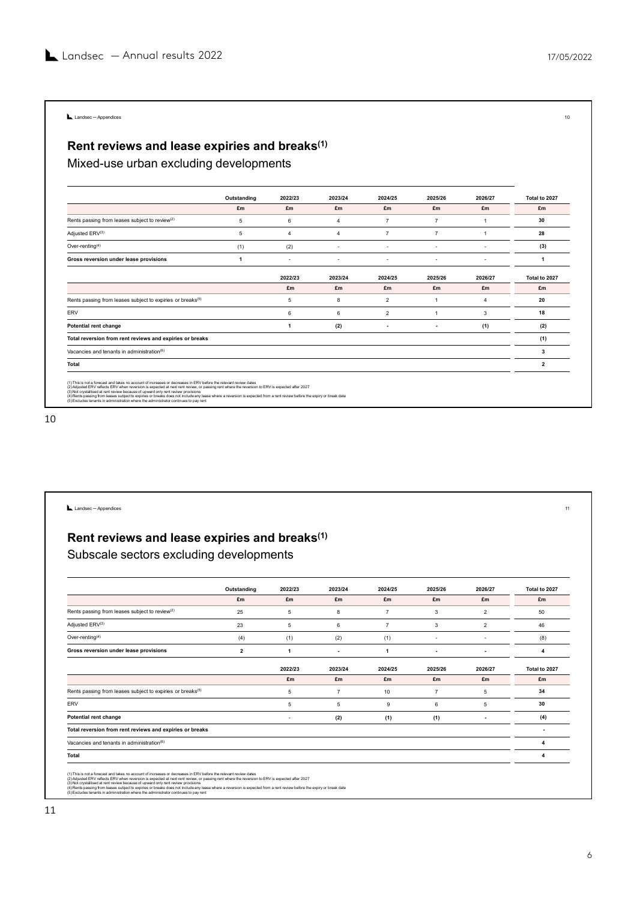## Rent reviews and lease expiries and breaks[1]

Mixed-use urban excluding developments

| | Outstanding | 2022/23 | 2023/24 | 2024/25 | 2025/26 | 2026/27 | Total to 2027 |
|---|---|---|---|---|---|---|---|
| | £m | £m | £m | £m | £m | £m | £m |
| Rents passing from leases subject to review[2] | 5 | 6 | 4 | 7 | 7 | 1 | 30 |
| Adjusted ERV[3] | 5 | 4 | 4 | 7 | 7 | 1 | 28 |
| Over-renting[4] | (1) | (2) | - | - | - | - | (3) |
| **Gross reversion under lease provisions** | **1** | - | - | - | - | - | **1** |

| | 2022/23 | 2023/24 | 2024/25 | 2025/26 | 2026/27 | Total to 2027 |
|---|---|---|---|---|---|---|
| | £m | £m | £m | £m | £m | £m |
| Rents passing from leases subject to expiries or breaks[5] | 5 | 8 | 2 | 1 | 4 | 20 |
| ERV | 6 | 6 | 2 | 1 | 3 | 18 |
| **Potential rent change** | **1** | **(2)** | **-** | **-** | **(1)** | **(2)** |
| **Total reversion from rent reviews and expiries or breaks** | | | | | | **(1)** |
| Vacancies and tenants in administration[6] | | | | | | **3** |
| **Total** | | | | | | **2** |

(1) This is not a forecast and takes no account of increases or decreases in ERV before the relevant review dates
(2) Adjusted ERV reflects ERV when reversion is expected at next rent review, or passing rent where the reversion to ERV is expected after 2027
(3) Not crystallised at rent review because of upward only rent review provisions
(4) Rents passing from leases subject to expiries or breaks does not include any lease where a reversion is expected from a rent review before the expiry or break date
(5) Excludes tenants in administration where the administrator continues to pay rent

## Rent reviews and lease expiries and breaks[1]

Subscale sectors excluding developments

| | Outstanding | 2022/23 | 2023/24 | 2024/25 | 2025/26 | 2026/27 | Total to 2027 |
|---|---|---|---|---|---|---|---|
| | £m | £m | £m | £m | £m | £m | £m |
| Rents passing from leases subject to review[2] | 25 | 5 | 8 | 7 | 3 | 2 | 50 |
| Adjusted ERV[3] | 23 | 5 | 6 | 7 | 3 | 2 | 46 |
| Over-renting[4] | (4) | (1) | (2) | (1) | - | - | (8) |
| **Gross reversion under lease provisions** | **2** | **1** | **-** | **1** | **-** | **-** | **4** |

| | 2022/23 | 2023/24 | 2024/25 | 2025/26 | 2026/27 | Total to 2027 |
|---|---|---|---|---|---|---|
| | £m | £m | £m | £m | £m | £m |
| Rents passing from leases subject to expiries or breaks[5] | 5 | 7 | 10 | 7 | 5 | 34 |
| ERV | 5 | 5 | 9 | 6 | 5 | 30 |
| **Potential rent change** | - | **(2)** | **(1)** | **(1)** | **-** | **(4)** |
| **Total reversion from rent reviews and expiries or breaks** | | | | | | **-** |
| Vacancies and tenants in administration[6] | | | | | | **4** |
| **Total** | | | | | | **4** |

(1) This is not a forecast and takes no account of increases or decreases in ERV before the relevant review dates
(2) Adjusted ERV reflects ERV when reversion is expected at next rent review, or passing rent where the reversion to ERV is expected after 2027
(3) Not crystallised at rent review because of upward only rent review provisions
(4) Rents passing from leases subject to expiries or breaks does not include any lease where a reversion is expected from a rent review before the expiry or break date
(5) Excludes tenants in administration where the administrator continues to pay rent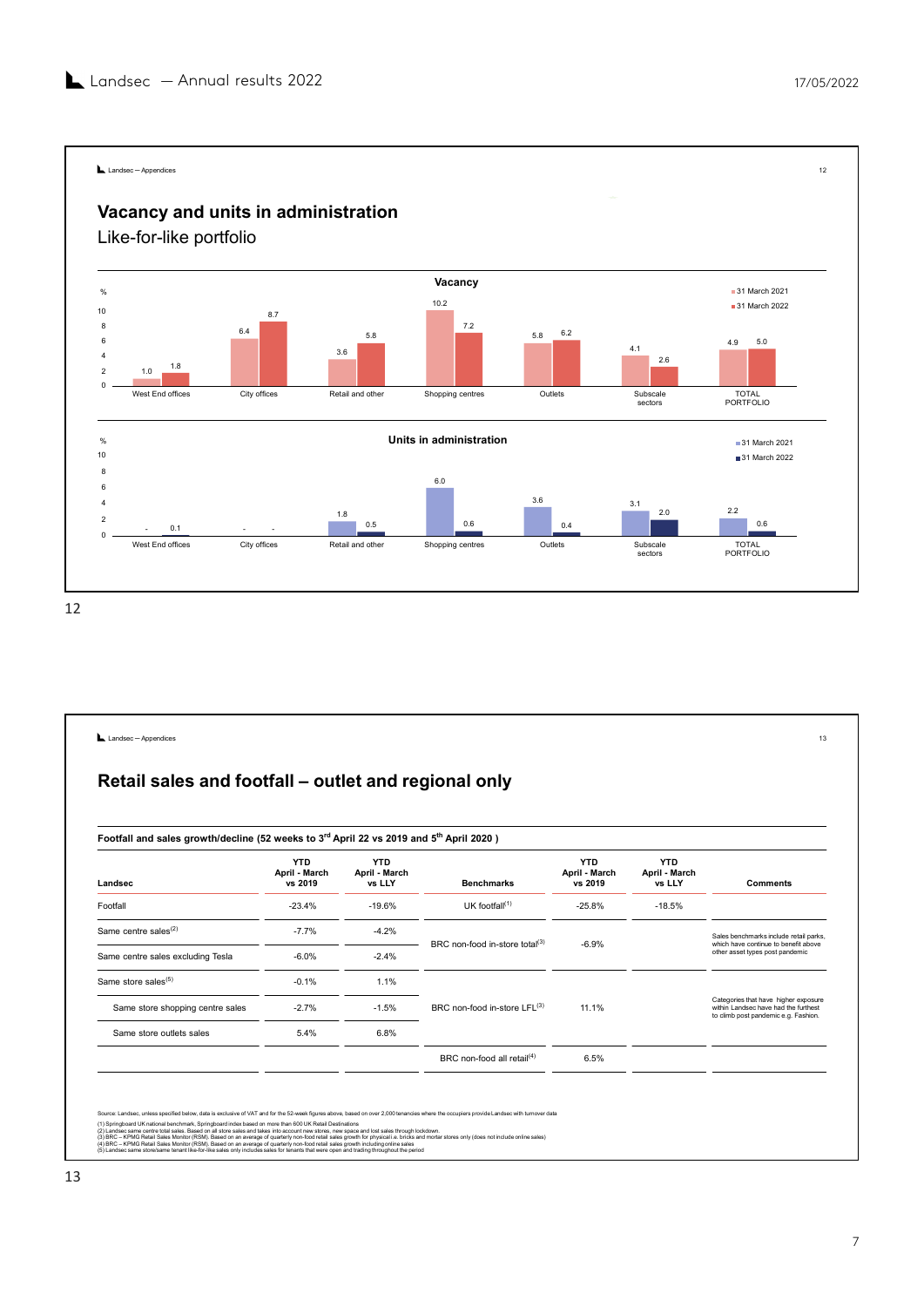## Vacancy and units in administration

Like-for-like portfolio

**Vacancy** (%)

| | 31 March 2021 | 31 March 2022 |
|---|---|---|
| West End offices | 1.0 | 1.8 |
| City offices | 6.4 | 8.7 |
| Retail and other | 3.6 | 5.8 |
| Shopping centres | 10.2 | 7.2 |
| Outlets | 5.8 | 6.2 |
| Subscale sectors | 4.1 | 2.6 |
| TOTAL PORTFOLIO | 4.9 | 5.0 |

**Units in administration** (%)

| | 31 March 2021 | 31 March 2022 |
|---|---|---|
| West End offices | - | 0.1 |
| City offices | - | - |
| Retail and other | 1.8 | 0.5 |
| Shopping centres | 6.0 | 0.6 |
| Outlets | 3.6 | 0.4 |
| Subscale sectors | 3.1 | 2.0 |
| TOTAL PORTFOLIO | 2.2 | 0.6 |

## Retail sales and footfall – outlet and regional only

**Footfall and sales growth/decline (52 weeks to 3rd April 22 vs 2019 and 5th April 2020 )**

| Landsec | YTD April - March vs 2019 | YTD April - March vs LLY | Benchmarks | YTD April - March vs 2019 | YTD April - March vs LLY | Comments |
|---|---|---|---|---|---|---|
| Footfall | -23.4% | -19.6% | UK footfall[1] | -25.8% | -18.5% | |
| Same centre sales[2] | -7.7% | -4.2% | BRC non-food in-store total[3] | -6.9% | | Sales benchmarks include retail parks, which have continue to benefit above other asset types post pandemic |
| Same centre sales excluding Tesla | -6.0% | -2.4% | | | | |
| Same store sales[5] | -0.1% | 1.1% | BRC non-food in-store LFL[3] | 11.1% | | Categories that have higher exposure within Landsec have had the furthest to climb post pandemic e.g. Fashion. |
| Same store shopping centre sales | -2.7% | -1.5% | | | | |
| Same store outlets sales | 5.4% | 6.8% | | | | |
| | | | BRC non-food all retail[4] | 6.5% | | |

Source: Landsec, unless specified below, data is exclusive of VAT and for the 52-week figures above, based on over 2,000 tenancies where the occupiers provide Landsec with turnover data

(1) Springboard UK national benchmark, Springboard index based on more than 600 UK Retail Destinations
(2) Landsec same centre total sales. Based on all store sales and takes into account new stores, new space and lost sales through lockdown.
(3) BRC – KPMG Retail Sales Monitor (RSM). Based on an average of quarterly non-food retail sales growth for physical i.e. bricks and mortar stores only (does not include online sales)
(4) BRC – KPMG Retail Sales Monitor (RSM). Based on an average of quarterly non-food retail sales growth including online sales
(5) Landsec same store/same tenant like-for-like sales only includes sales for tenants that were open and trading throughout the period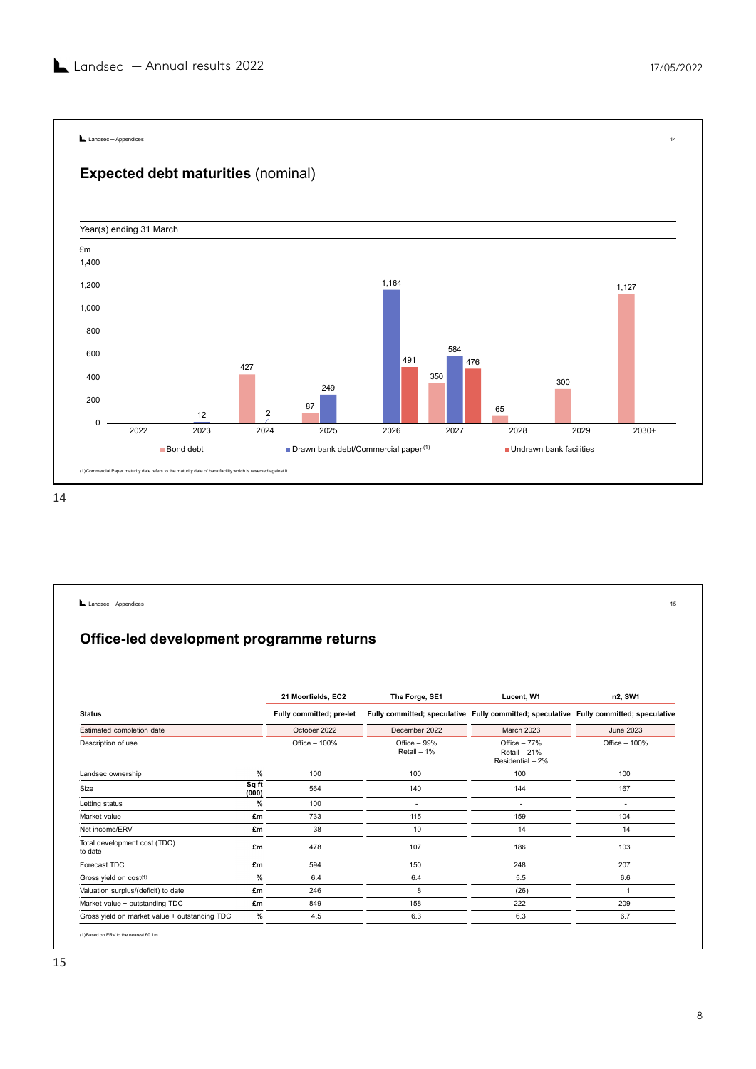## Expected debt maturities (nominal)

Year(s) ending 31 March

| £m | Bond debt | Drawn bank debt/Commercial paper[1] | Undrawn bank facilities |
|---|---|---|---|
| 2022 | | | |
| 2023 | | 12 | |
| 2024 | 427 | 2 | |
| 2025 | 87 | 249 | |
| 2026 | | 1,164 | 491 |
| 2027 | 350 | 584 | 476 |
| 2028 | 65 | | |
| 2029 | 300 | | |
| 2030+ | 1,127 | | |

(1) Commercial Paper maturity date refers to the maturity date of bank facility which is reserved against it

## Office-led development programme returns

| | | 21 Moorfields, EC2 | The Forge, SE1 | Lucent, W1 | n2, SW1 |
|---|---|---|---|---|---|
| **Status** | | Fully committed; pre-let | Fully committed; speculative | Fully committed; speculative | Fully committed; speculative |
| Estimated completion date | | October 2022 | December 2022 | March 2023 | June 2023 |
| Description of use | | Office – 100% | Office – 99%<br>Retail – 1% | Office – 77%<br>Retail – 21%<br>Residential – 2% | Office – 100% |
| Landsec ownership | % | 100 | 100 | 100 | 100 |
| Size | Sq ft (000) | 564 | 140 | 144 | 167 |
| Letting status | % | 100 | - | - | - |
| Market value | £m | 733 | 115 | 159 | 104 |
| Net income/ERV | £m | 38 | 10 | 14 | 14 |
| Total development cost (TDC) to date | £m | 478 | 107 | 186 | 103 |
| Forecast TDC | £m | 594 | 150 | 248 | 207 |
| Gross yield on cost[1] | % | 6.4 | 6.4 | 5.5 | 6.6 |
| Valuation surplus/(deficit) to date | £m | 246 | 8 | (26) | 1 |
| Market value + outstanding TDC | £m | 849 | 158 | 222 | 209 |
| Gross yield on market value + outstanding TDC | % | 4.5 | 6.3 | 6.3 | 6.7 |

(1) Based on ERV to the nearest £0.1m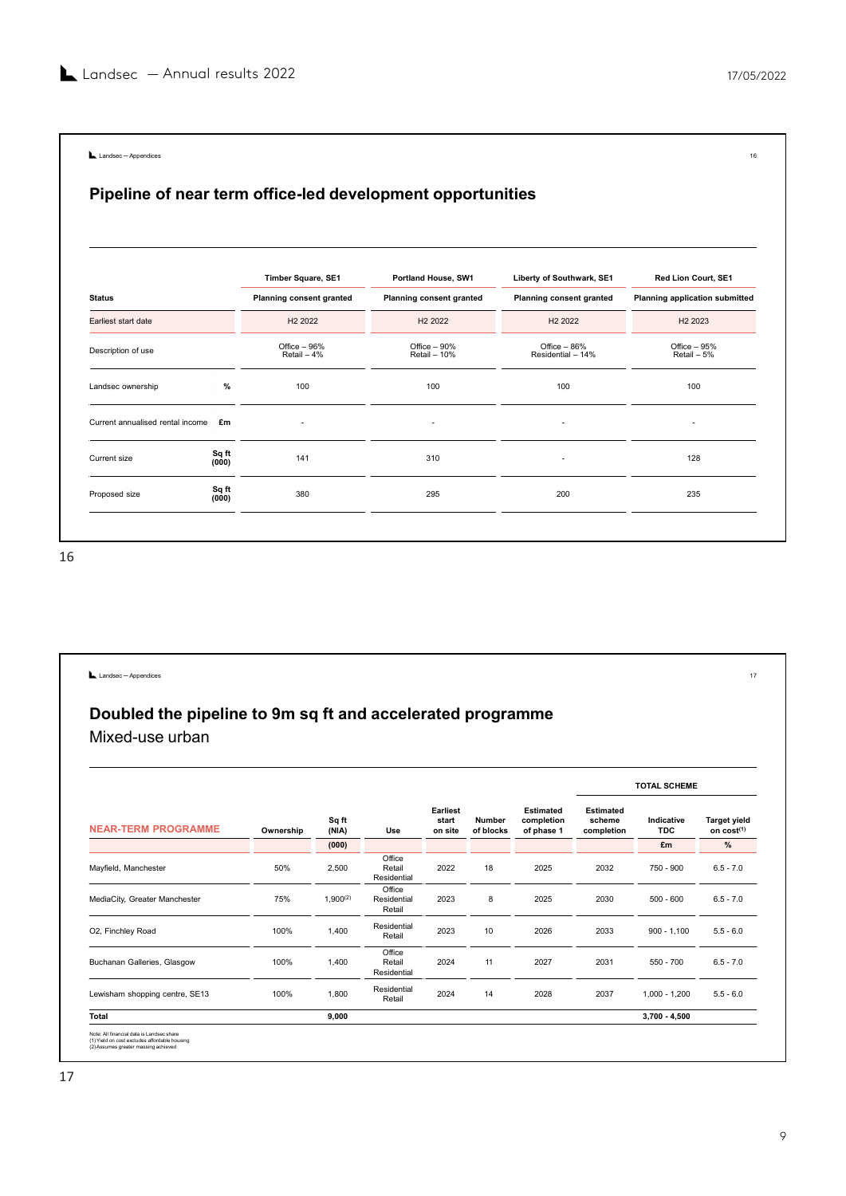## Pipeline of near term office-led development opportunities

| | | Timber Square, SE1 | Portland House, SW1 | Liberty of Southwark, SE1 | Red Lion Court, SE1 |
|---|---|---|---|---|---|
| Status | | Planning consent granted | Planning consent granted | Planning consent granted | Planning application submitted |
| Earliest start date | | H2 2022 | H2 2022 | H2 2022 | H2 2023 |
| Description of use | | Office – 96% Retail – 4% | Office – 90% Retail – 10% | Office – 86% Residential – 14% | Office – 95% Retail – 5% |
| Landsec ownership | % | 100 | 100 | 100 | 100 |
| Current annualised rental income | £m | - | - | - | - |
| Current size | Sq ft (000) | 141 | 310 | - | 128 |
| Proposed size | Sq ft (000) | 380 | 295 | 200 | 235 |

## Doubled the pipeline to 9m sq ft and accelerated programme

Mixed-use urban

| | | | | | | | TOTAL SCHEME | | |
|---|---|---|---|---|---|---|---|---|---|
| NEAR-TERM PROGRAMME | Ownership | Sq ft (NIA) | Use | Earliest start on site | Number of blocks | Estimated completion of phase 1 | Estimated scheme completion | Indicative TDC | Target yield on cost[1] |
| | | (000) | | | | | | £m | % |
| Mayfield, Manchester | 50% | 2,500 | Office Retail Residential | 2022 | 18 | 2025 | 2032 | 750 - 900 | 6.5 - 7.0 |
| MediaCity, Greater Manchester | 75% | 1,900[2] | Office Residential Retail | 2023 | 8 | 2025 | 2030 | 500 - 600 | 6.5 - 7.0 |
| O2, Finchley Road | 100% | 1,400 | Residential Retail | 2023 | 10 | 2026 | 2033 | 900 - 1,100 | 5.5 - 6.0 |
| Buchanan Galleries, Glasgow | 100% | 1,400 | Office Retail Residential | 2024 | 11 | 2027 | 2031 | 550 - 700 | 6.5 - 7.0 |
| Lewisham shopping centre, SE13 | 100% | 1,800 | Residential Retail | 2024 | 14 | 2028 | 2037 | 1,000 - 1,200 | 5.5 - 6.0 |
| **Total** | | **9,000** | | | | | | **3,700 - 4,500** | |

Note: All financial data is Landsec share
(1) Yield on cost excludes affordable housing
(2) Assumes greater massing achieved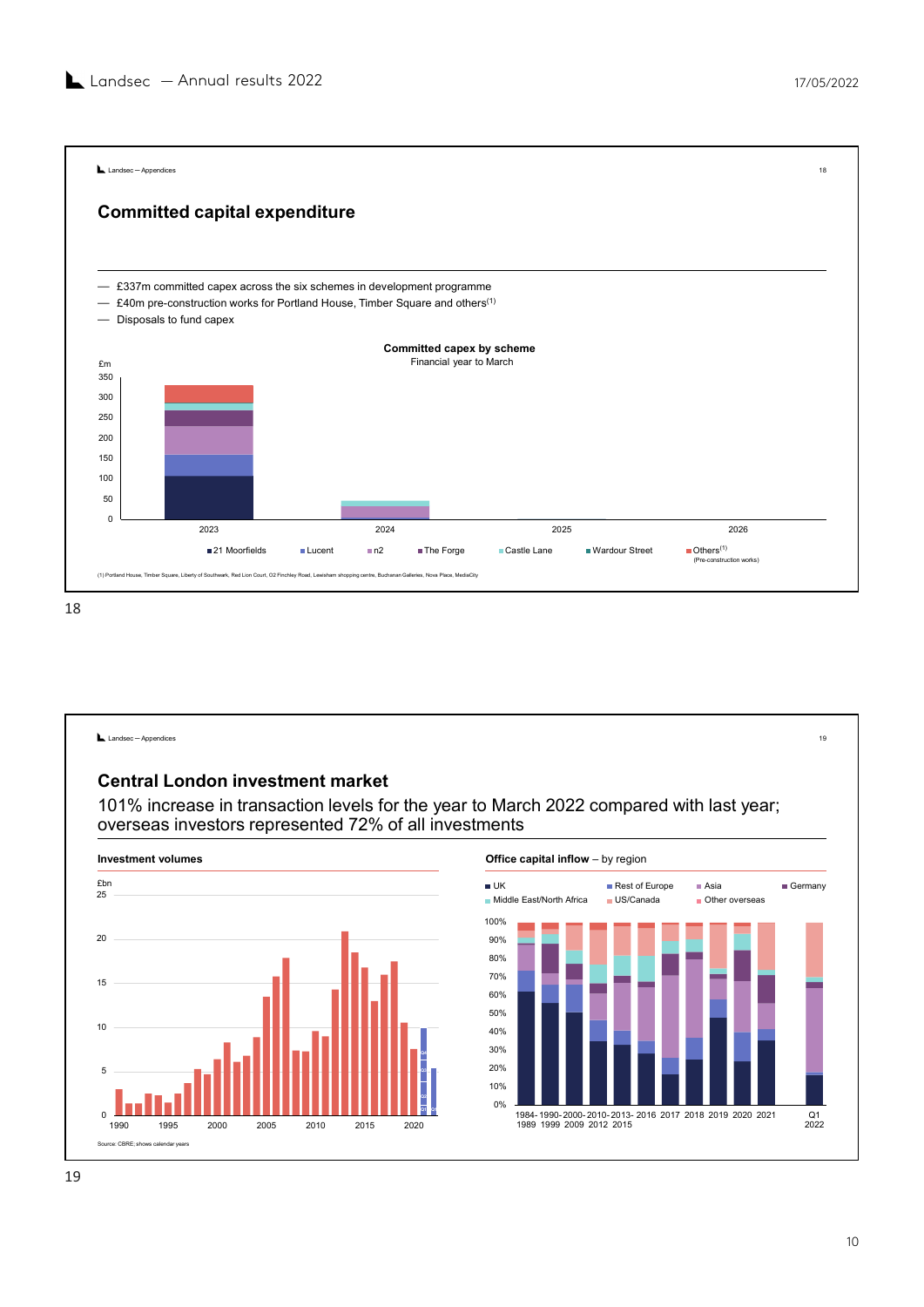## Committed capital expenditure

- £337m committed capex across the six schemes in development programme
- £40m pre-construction works for Portland House, Timber Square and others(1)
- Disposals to fund capex

**Committed capex by scheme**
Financial year to March

£m: 0, 50, 100, 150, 200, 250, 300, 350

2023, 2024, 2025, 2026

21 Moorfields | Lucent | n2 | The Forge | Castle Lane | Wardour Street | Others(1) (Pre-construction works)

(1) Portland House, Timber Square, Liberty of Southwark, Red Lion Court, O2 Finchley Road, Lewisham shopping centre, Buchanan Galleries, Nova Place, MediaCity

## Central London investment market

101% increase in transaction levels for the year to March 2022 compared with last year; overseas investors represented 72% of all investments

**Investment volumes**

£bn: 0, 5, 10, 15, 20, 25

1990, 1995, 2000, 2005, 2010, 2015, 2020

Source: CBRE; shows calendar years

**Office capital inflow** – by region

UK | Rest of Europe | Asia | Germany | Middle East/North Africa | US/Canada | Other overseas

0%–100%

1984-1989, 1990-1999, 2000-2009, 2010-2012, 2013-2015, 2016, 2017, 2018, 2019, 2020, 2021, Q1 2022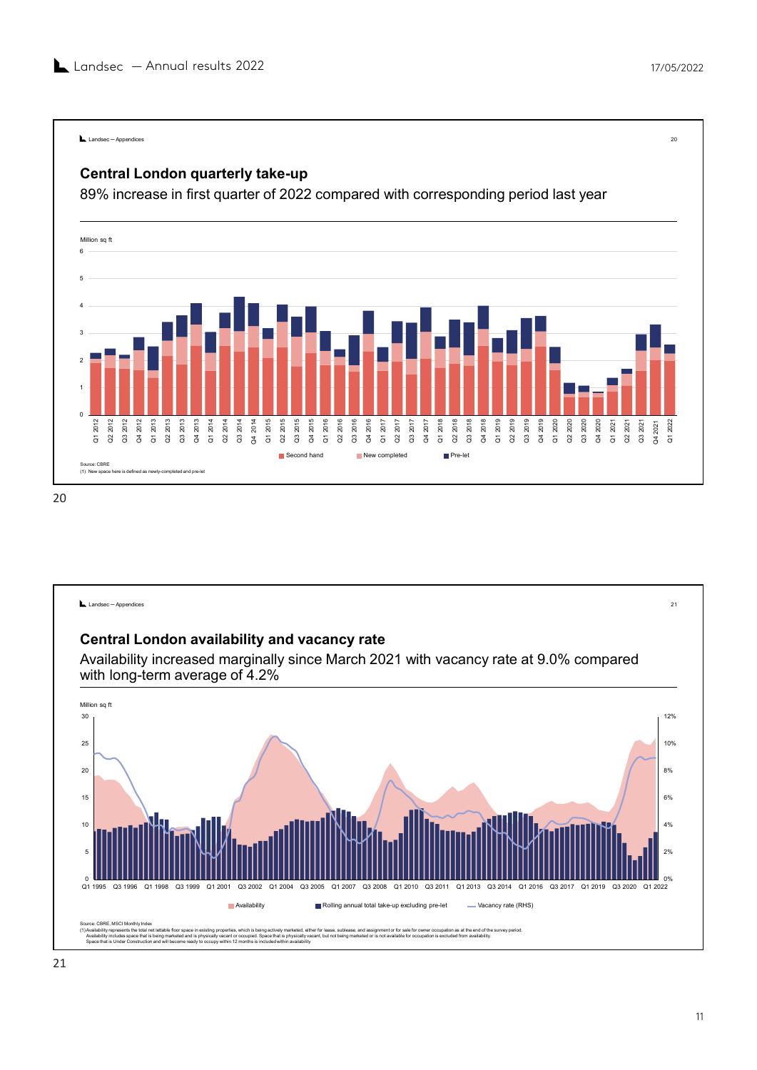## Central London quarterly take-up

89% increase in first quarter of 2022 compared with corresponding period last year

Million sq ft

Second hand | New completed | Pre-let

Source: CBRE
(1) New space here is defined as newly-completed and pre-let

## Central London availability and vacancy rate

Availability increased marginally since March 2021 with vacancy rate at 9.0% compared with long-term average of 4.2%

Million sq ft

Availability | Rolling annual total take-up excluding pre-let | Vacancy rate (RHS)

Source: CBRE, MSCI Monthly Index
(1) Availability represents the total net lettable floor space in existing properties, which is being actively marketed, either for lease, sublease, and assignment or for sale for owner occupation as at the end of the survey period. Availability includes space that is being marketed and is physically vacant or occupied. Space that is physically vacant, but not being marketed or is not available for occupation is excluded from availability. Space that is Under Construction and will become ready to occupy within 12 months is included within availability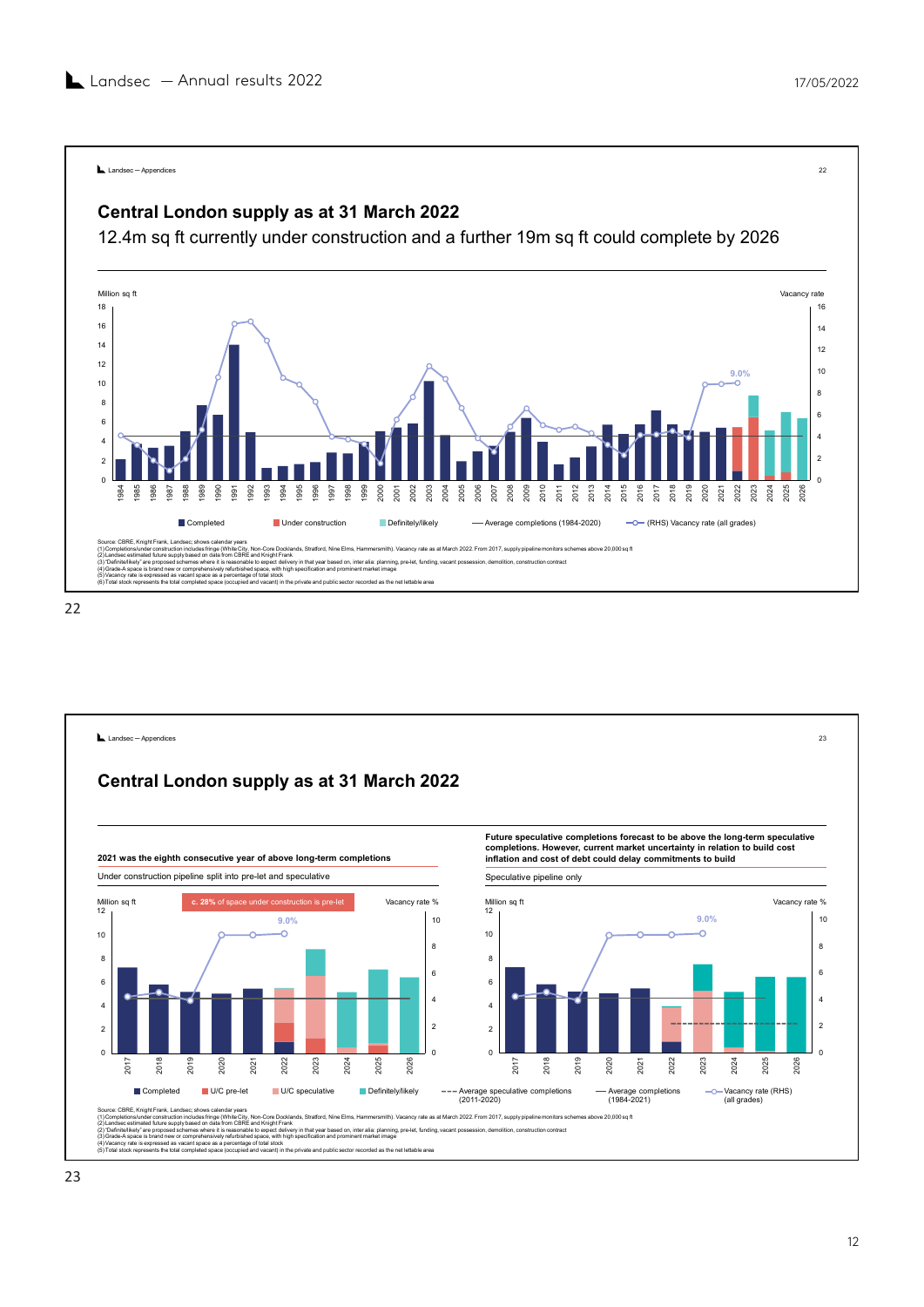## Central London supply as at 31 March 2022

12.4m sq ft currently under construction and a further 19m sq ft could complete by 2026

Million sq ft | Vacancy rate

9.0%

Completed | Under construction | Definitely/likely | Average completions (1984-2020) | (RHS) Vacancy rate (all grades)

Source: CBRE, Knight Frank, Landsec; shows calendar years
(1) Completions/under construction includes fringe (White City, Non-Core Docklands, Stratford, Nine Elms, Hammersmith). Vacancy rate as at March 2022. From 2017, supply pipeline monitors schemes above 20,000 sq ft
(2) Landsec estimated future supply based on data from CBRE and Knight Frank
(3) 'Definitely/likely' are proposed schemes where it is reasonable to expect delivery in that year based on, inter alia: planning, pre-let, funding, vacant possession, demolition, construction contract
(4) Grade-A space is brand new or comprehensively refurbished space, with high specification and prominent market image
(5) Vacancy rate is expressed as vacant space as a percentage of total stock
(6) Total stock represents the total completed space (occupied and vacant) in the private and public sector recorded as the net lettable area

22

## Central London supply as at 31 March 2022

**2021 was the eighth consecutive year of above long-term completions**

Under construction pipeline split into pre-let and speculative

Million sq ft | **c. 28%** of space under construction is pre-let | Vacancy rate %

9.0%

**Future speculative completions forecast to be above the long-term speculative completions. However, current market uncertainty in relation to build cost inflation and cost of debt could delay commitments to build**

Speculative pipeline only

Million sq ft | Vacancy rate %

9.0%

Completed | U/C pre-let | U/C speculative | Definitely/likely | Average speculative completions (2011-2020) | Average completions (1984-2021) | Vacancy rate (RHS) (all grades)

Source: CBRE, Knight Frank, Landsec; shows calendar years
(1) Completions/under construction includes fringe (White City, Non-Core Docklands, Stratford, Nine Elms, Hammersmith). Vacancy rate as at March 2022. From 2017, supply pipeline monitors schemes above 20,000 sq ft
(2) Landsec estimated future supply based on data from CBRE and Knight Frank
(2) 'Definitely/likely' are proposed schemes where it is reasonable to expect delivery in that year based on, inter alia: planning, pre-let, funding, vacant possession, demolition, construction contract
(3) Grade-A space is brand new or comprehensively refurbished space, with high specification and prominent market image
(4) Vacancy rate is expressed as vacant space as a percentage of total stock
(5) Total stock represents the total completed space (occupied and vacant) in the private and public sector recorded as the net lettable area

23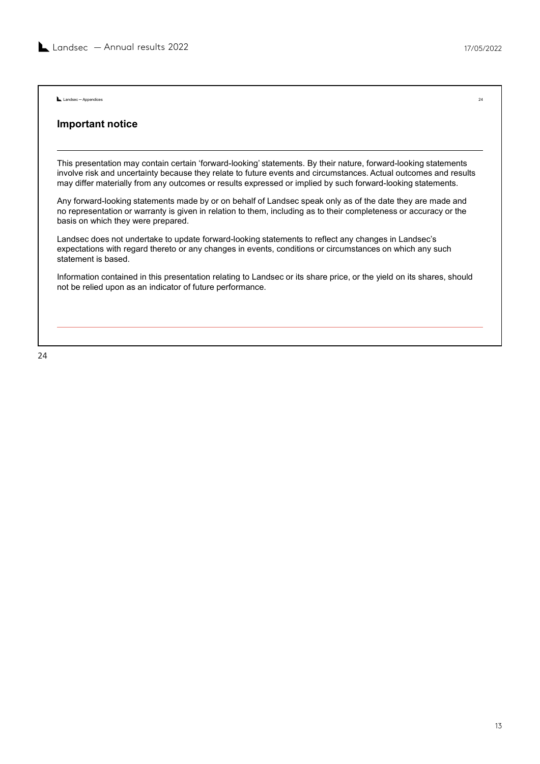## Important notice

This presentation may contain certain 'forward-looking' statements. By their nature, forward-looking statements involve risk and uncertainty because they relate to future events and circumstances. Actual outcomes and results may differ materially from any outcomes or results expressed or implied by such forward-looking statements.

Any forward-looking statements made by or on behalf of Landsec speak only as of the date they are made and no representation or warranty is given in relation to them, including as to their completeness or accuracy or the basis on which they were prepared.

Landsec does not undertake to update forward-looking statements to reflect any changes in Landsec's expectations with regard thereto or any changes in events, conditions or circumstances on which any such statement is based.

Information contained in this presentation relating to Landsec or its share price, or the yield on its shares, should not be relied upon as an indicator of future performance.